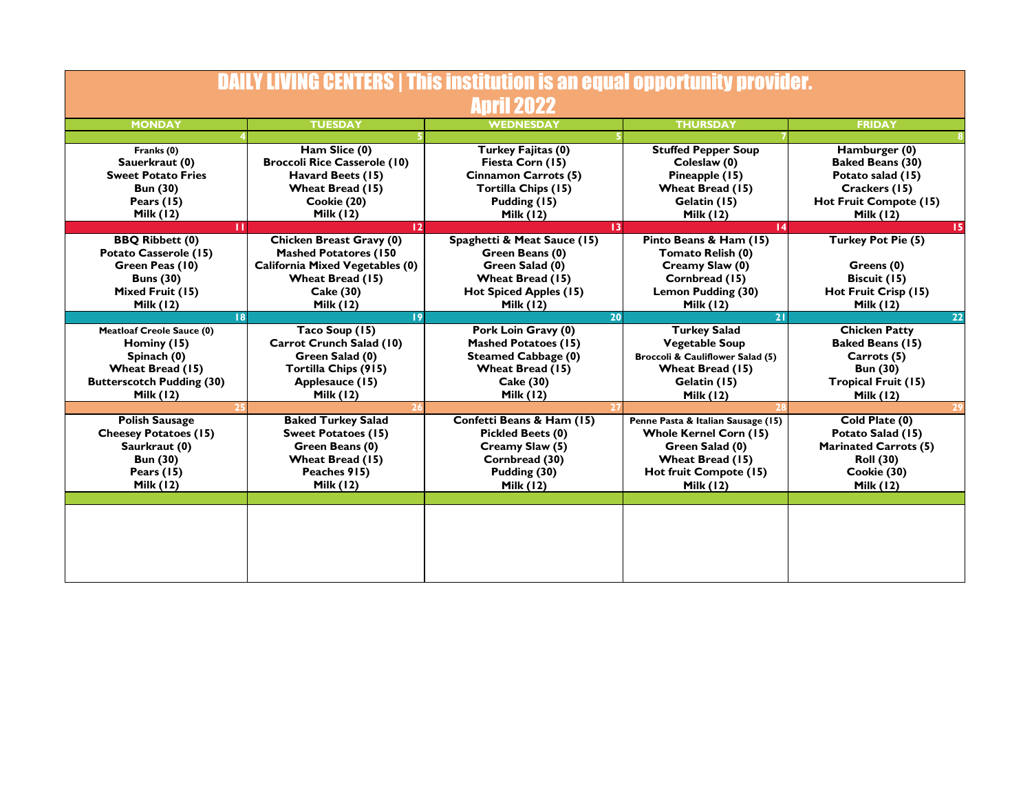# DAILY LIVING CENTERS | This institution is an equal opportunity provider.

## April 2022

| MONDAY | TUESDAY | WEDNESDAY | THURSDAY | FRIDAY |
|---|---|---|---|---|
| 4 | 5 | 5 | 7 | 8 |
| Franks (0)<br>Sauerkraut (0)<br>Sweet Potato Fries<br>Bun (30)<br>Pears (15)<br>Milk (12) | Ham Slice (0)<br>Broccoli Rice Casserole (10)<br>Havard Beets (15)<br>Wheat Bread (15)<br>Cookie (20)<br>Milk (12) | Turkey Fajitas (0)<br>Fiesta Corn (15)<br>Cinnamon Carrots (5)<br>Tortilla Chips (15)<br>Pudding (15)<br>Milk (12) | Stuffed Pepper Soup<br>Coleslaw (0)<br>Pineapple (15)<br>Wheat Bread (15)<br>Gelatin (15)<br>Milk (12) | Hamburger (0)<br>Baked Beans (30)<br>Potato salad (15)<br>Crackers (15)<br>Hot Fruit Compote (15)<br>Milk (12) |
| 11 | 12 | 13 | 14 | 15 |
| BBQ Ribbett (0)<br>Potato Casserole (15)<br>Green Peas (10)<br>Buns (30)<br>Mixed Fruit (15)<br>Milk (12) | Chicken Breast Gravy (0)<br>Mashed Potatores (150<br>California Mixed Vegetables (0)<br>Wheat Bread (15)<br>Cake (30)<br>Milk (12) | Spaghetti & Meat Sauce (15)<br>Green Beans (0)<br>Green Salad (0)<br>Wheat Bread (15)<br>Hot Spiced Apples (15)<br>Milk (12) | Pinto Beans & Ham (15)<br>Tomato Relish (0)<br>Creamy Slaw (0)<br>Cornbread (15)<br>Lemon Pudding (30)<br>Milk (12) | Turkey Pot Pie (5)<br><br>Greens (0)<br>Biscuit (15)<br>Hot Fruit Crisp (15)<br>Milk (12) |
| 18 | 19 | 20 | 21 | 22 |
| Meatloaf Creole Sauce (0)<br>Hominy (15)<br>Spinach (0)<br>Wheat Bread (15)<br>Butterscotch Pudding (30)<br>Milk (12) | Taco Soup (15)<br>Carrot Crunch Salad (10)<br>Green Salad (0)<br>Tortilla Chips (915)<br>Applesauce (15)<br>Milk (12) | Pork Loin Gravy (0)<br>Mashed Potatoes (15)<br>Steamed Cabbage (0)<br>Wheat Bread (15)<br>Cake (30)<br>Milk (12) | Turkey Salad<br>Vegetable Soup<br>Broccoli & Cauliflower Salad (5)<br>Wheat Bread (15)<br>Gelatin (15)<br>Milk (12) | Chicken Patty<br>Baked Beans (15)<br>Carrots (5)<br>Bun (30)<br>Tropical Fruit (15)<br>Milk (12) |
| 25 | 26 | 27 | 28 | 29 |
| Polish Sausage<br>Cheesey Potatoes (15)<br>Saurkraut (0)<br>Bun (30)<br>Pears (15)<br>Milk (12) | Baked Turkey Salad<br>Sweet Potatoes (15)<br>Green Beans (0)<br>Wheat Bread (15)<br>Peaches 915)<br>Milk (12) | Confetti Beans & Ham (15)<br>Pickled Beets (0)<br>Creamy Slaw (5)<br>Cornbread (30)<br>Pudding (30)<br>Milk (12) | Penne Pasta & Italian Sausage (15)<br>Whole Kernel Corn (15)<br>Green Salad (0)<br>Wheat Bread (15)<br>Hot fruit Compote (15)<br>Milk (12) | Cold Plate (0)<br>Potato Salad (15)<br>Marinated Carrots (5)<br>Roll (30)<br>Cookie (30)<br>Milk (12) |
| | | | | |
| | | | | |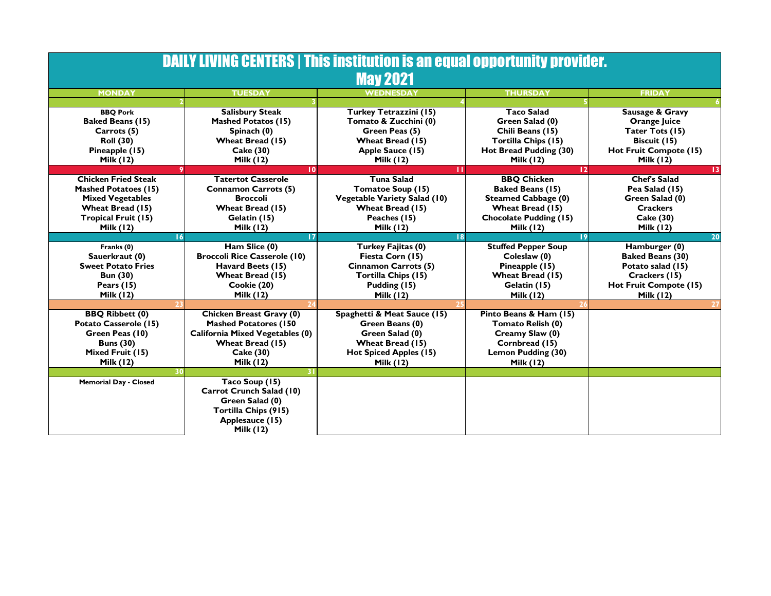# DAILY LIVING CENTERS | This institution is an equal opportunity provider.

## May 2021

| MONDAY | TUESDAY | WEDNESDAY | THURSDAY | FRIDAY |
|---|---|---|---|---|
| 2 | 3 | 4 | 5 | 6 |
| **BBQ Pork**<br>**Baked Beans (15)**<br>**Carrots (5)**<br>**Roll (30)**<br>**Pineapple (15)**<br>**Milk (12)** | **Salisbury Steak**<br>**Mashed Potatos (15)**<br>**Spinach (0)**<br>**Wheat Bread (15)**<br>**Cake (30)**<br>**Milk (12)** | **Turkey Tetrazzini (15)**<br>**Tomato & Zucchini (0)**<br>**Green Peas (5)**<br>**Wheat Bread (15)**<br>**Apple Sauce (15)**<br>**Milk (12)** | **Taco Salad**<br>**Green Salad (0)**<br>**Chili Beans (15)**<br>**Tortilla Chips (15)**<br>**Hot Bread Pudding (30)**<br>**Milk (12)** | **Sausage & Gravy**<br>**Orange Juice**<br>**Tater Tots (15)**<br>**Biscuit (15)**<br>**Hot Fruit Compote (15)**<br>**Milk (12)** |
| 9 | 10 | 11 | 12 | 13 |
| **Chicken Fried Steak**<br>**Mashed Potatoes (15)**<br>**Mixed Vegetables**<br>**Wheat Bread (15)**<br>**Tropical Fruit (15)**<br>**Milk (12)** | **Tatertot Casserole**<br>**Connamon Carrots (5)**<br>**Broccoli**<br>**Wheat Bread (15)**<br>**Gelatin (15)**<br>**Milk (12)** | **Tuna Salad**<br>**Tomatoe Soup (15)**<br>**Vegetable Variety Salad (10)**<br>**Wheat Bread (15)**<br>**Peaches (15)**<br>**Milk (12)** | **BBQ Chicken**<br>**Baked Beans (15)**<br>**Steamed Cabbage (0)**<br>**Wheat Bread (15)**<br>**Chocolate Pudding (15)**<br>**Milk (12)** | **Chef's Salad**<br>**Pea Salad (15)**<br>**Green Salad (0)**<br>**Crackers**<br>**Cake (30)**<br>**Milk (12)** |
| 16 | 17 | 18 | 19 | 20 |
| **Franks (0)**<br>**Sauerkraut (0)**<br>**Sweet Potato Fries**<br>**Bun (30)**<br>**Pears (15)**<br>**Milk (12)** | **Ham Slice (0)**<br>**Broccoli Rice Casserole (10)**<br>**Havard Beets (15)**<br>**Wheat Bread (15)**<br>**Cookie (20)**<br>**Milk (12)** | **Turkey Fajitas (0)**<br>**Fiesta Corn (15)**<br>**Cinnamon Carrots (5)**<br>**Tortilla Chips (15)**<br>**Pudding (15)**<br>**Milk (12)** | **Stuffed Pepper Soup**<br>**Coleslaw (0)**<br>**Pineapple (15)**<br>**Wheat Bread (15)**<br>**Gelatin (15)**<br>**Milk (12)** | **Hamburger (0)**<br>**Baked Beans (30)**<br>**Potato salad (15)**<br>**Crackers (15)**<br>**Hot Fruit Compote (15)**<br>**Milk (12)** |
| 23 | 24 | 25 | 26 | 27 |
| **BBQ Ribbett (0)**<br>**Potato Casserole (15)**<br>**Green Peas (10)**<br>**Buns (30)**<br>**Mixed Fruit (15)**<br>**Milk (12)** | **Chicken Breast Gravy (0)**<br>**Mashed Potatores (150**<br>**California Mixed Vegetables (0)**<br>**Wheat Bread (15)**<br>**Cake (30)**<br>**Milk (12)** | **Spaghetti & Meat Sauce (15)**<br>**Green Beans (0)**<br>**Green Salad (0)**<br>**Wheat Bread (15)**<br>**Hot Spiced Apples (15)**<br>**Milk (12)** | **Pinto Beans & Ham (15)**<br>**Tomato Relish (0)**<br>**Creamy Slaw (0)**<br>**Cornbread (15)**<br>**Lemon Pudding (30)**<br>**Milk (12)** | |
| 30 | 31 | | | |
| **Memorial Day - Closed** | **Taco Soup (15)**<br>**Carrot Crunch Salad (10)**<br>**Green Salad (0)**<br>**Tortilla Chips (915)**<br>**Applesauce (15)**<br>**Milk (12)** | | | |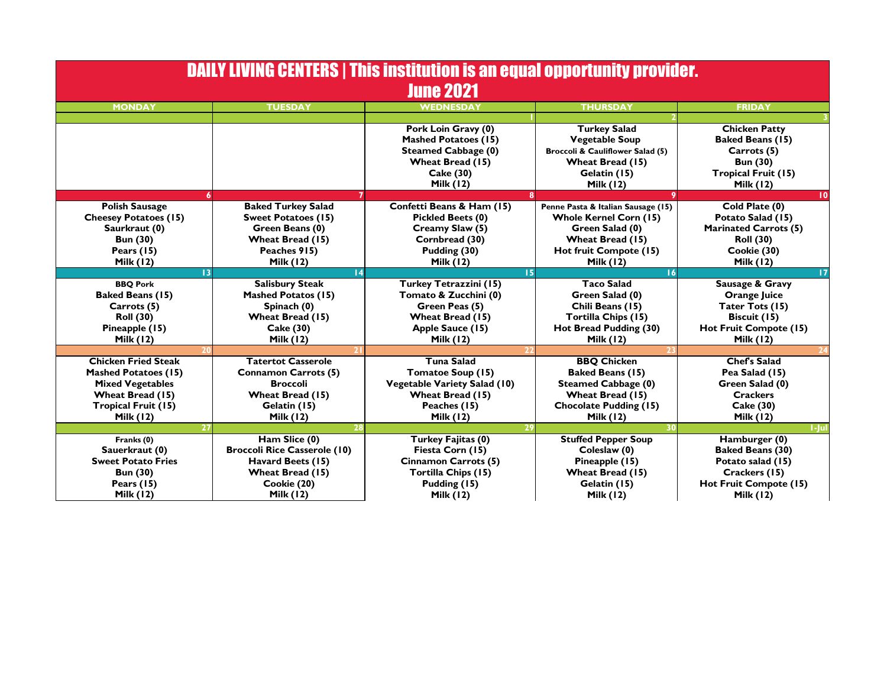# DAILY LIVING CENTERS | This institution is an equal opportunity provider.

## June 2021

| MONDAY | TUESDAY | WEDNESDAY | THURSDAY | FRIDAY |
|---|---|---|---|---|
| | | 1 | 2 | 3 |
| | | Pork Loin Gravy (0)<br>Mashed Potatoes (15)<br>Steamed Cabbage (0)<br>Wheat Bread (15)<br>Cake (30)<br>Milk (12) | Turkey Salad<br>Vegetable Soup<br>Broccoli & Cauliflower Salad (5)<br>Wheat Bread (15)<br>Gelatin (15)<br>Milk (12) | Chicken Patty<br>Baked Beans (15)<br>Carrots (5)<br>Bun (30)<br>Tropical Fruit (15)<br>Milk (12) |
| 6 | 7 | 8 | 9 | 10 |
| Polish Sausage<br>Cheesey Potatoes (15)<br>Saurkraut (0)<br>Bun (30)<br>Pears (15)<br>Milk (12) | Baked Turkey Salad<br>Sweet Potatoes (15)<br>Green Beans (0)<br>Wheat Bread (15)<br>Peaches 915)<br>Milk (12) | Confetti Beans & Ham (15)<br>Pickled Beets (0)<br>Creamy Slaw (5)<br>Cornbread (30)<br>Pudding (30)<br>Milk (12) | Penne Pasta & Italian Sausage (15)<br>Whole Kernel Corn (15)<br>Green Salad (0)<br>Wheat Bread (15)<br>Hot fruit Compote (15)<br>Milk (12) | Cold Plate (0)<br>Potato Salad (15)<br>Marinated Carrots (5)<br>Roll (30)<br>Cookie (30)<br>Milk (12) |
| 13 | 14 | 15 | 16 | 17 |
| BBQ Pork<br>Baked Beans (15)<br>Carrots (5)<br>Roll (30)<br>Pineapple (15)<br>Milk (12) | Salisbury Steak<br>Mashed Potatos (15)<br>Spinach (0)<br>Wheat Bread (15)<br>Cake (30)<br>Milk (12) | Turkey Tetrazzini (15)<br>Tomato & Zucchini (0)<br>Green Peas (5)<br>Wheat Bread (15)<br>Apple Sauce (15)<br>Milk (12) | Taco Salad<br>Green Salad (0)<br>Chili Beans (15)<br>Tortilla Chips (15)<br>Hot Bread Pudding (30)<br>Milk (12) | Sausage & Gravy<br>Orange Juice<br>Tater Tots (15)<br>Biscuit (15)<br>Hot Fruit Compote (15)<br>Milk (12) |
| 20 | 21 | 22 | 23 | 24 |
| Chicken Fried Steak<br>Mashed Potatoes (15)<br>Mixed Vegetables<br>Wheat Bread (15)<br>Tropical Fruit (15)<br>Milk (12) | Tatertot Casserole<br>Connamon Carrots (5)<br>Broccoli<br>Wheat Bread (15)<br>Gelatin (15)<br>Milk (12) | Tuna Salad<br>Tomatoe Soup (15)<br>Vegetable Variety Salad (10)<br>Wheat Bread (15)<br>Peaches (15)<br>Milk (12) | BBQ Chicken<br>Baked Beans (15)<br>Steamed Cabbage (0)<br>Wheat Bread (15)<br>Chocolate Pudding (15)<br>Milk (12) | Chef's Salad<br>Pea Salad (15)<br>Green Salad (0)<br>Crackers<br>Cake (30)<br>Milk (12) |
| 27 | 28 | 29 | 30 | 1-Jul |
| Franks (0)<br>Sauerkraut (0)<br>Sweet Potato Fries<br>Bun (30)<br>Pears (15)<br>Milk (12) | Ham Slice (0)<br>Broccoli Rice Casserole (10)<br>Havard Beets (15)<br>Wheat Bread (15)<br>Cookie (20)<br>Milk (12) | Turkey Fajitas (0)<br>Fiesta Corn (15)<br>Cinnamon Carrots (5)<br>Tortilla Chips (15)<br>Pudding (15)<br>Milk (12) | Stuffed Pepper Soup<br>Coleslaw (0)<br>Pineapple (15)<br>Wheat Bread (15)<br>Gelatin (15)<br>Milk (12) | Hamburger (0)<br>Baked Beans (30)<br>Potato salad (15)<br>Crackers (15)<br>Hot Fruit Compote (15)<br>Milk (12) |